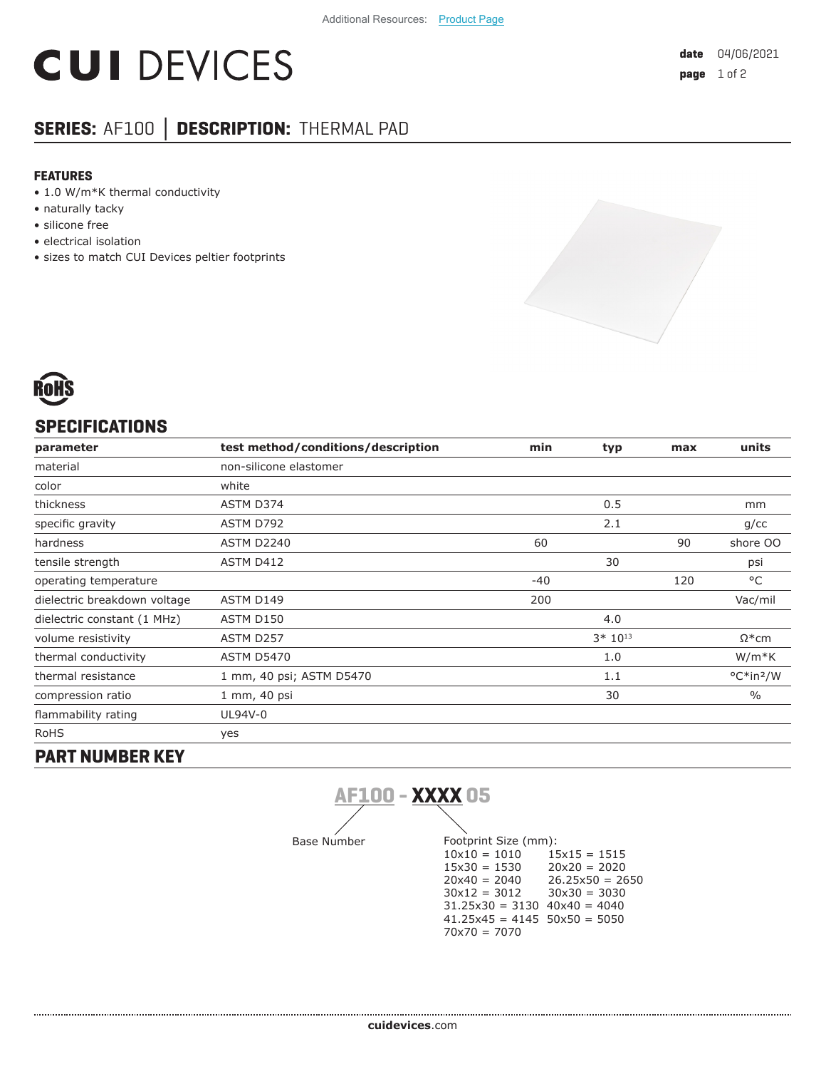Additional Resources: Product Page

# CUI DEVICES

**date** 04/06/2021

## SERIES: AF100 │ DESCRIPTION: THERMAL PAD

### FEATURES

- 1.0 W/m*K thermal conductivity
- naturally tacky
- silicone free
- electrical isolation
- sizes to match CUI Devices peltier footprints

RoHS

## SPECIFICATIONS

| parameter | test method/conditions/description | min | typ | max | units |
|---|---|---|---|---|---|
| material | non-silicone elastomer | | | | |
| color | white | | | | |
| thickness | ASTM D374 | | 0.5 | | mm |
| specific gravity | ASTM D792 | | 2.1 | | g/cc |
| hardness | ASTM D2240 | 60 | | 90 | shore OO |
| tensile strength | ASTM D412 | | 30 | | psi |
| operating temperature | | -40 | | 120 | °C |
| dielectric breakdown voltage | ASTM D149 | 200 | | | Vac/mil |
| dielectric constant (1 MHz) | ASTM D150 | | 4.0 | | |
| volume resistivity | ASTM D257 | | $3*10^{13}$ | | Ω*cm |
| thermal conductivity | ASTM D5470 | | 1.0 | | W/m*K |
| thermal resistance | 1 mm, 40 psi; ASTM D5470 | | 1.1 | | °C*in²/W |
| compression ratio | 1 mm, 40 psi | | 30 | | % |
| flammability rating | UL94V-0 | | | | |
| RoHS | yes | | | | |

## PART NUMBER KEY

**AF100 - XXXX 05**

Base Number: AF100

Footprint Size (mm):

| | |
|---|---|
| 10x10 = 1010 | 15x15 = 1515 |
| 15x30 = 1530 | 20x20 = 2020 |
| 20x40 = 2040 | 26.25x50 = 2650 |
| 30x12 = 3012 | 30x30 = 3030 |
| 31.25x30 = 3130 | 40x40 = 4040 |
| 41.25x45 = 4145 | 50x50 = 5050 |
| 70x70 = 7070 | |

**cuidevices**.com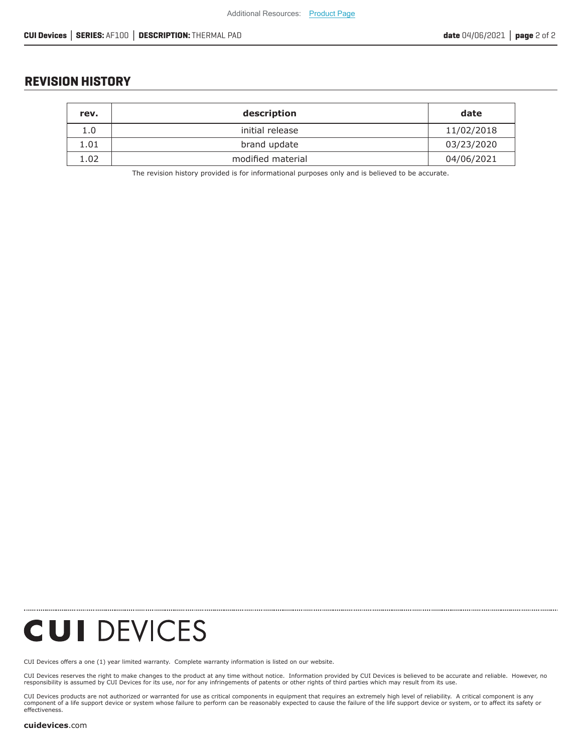## REVISION HISTORY

| rev. | description | date |
|---|---|---|
| 1.0 | initial release | 11/02/2018 |
| 1.01 | brand update | 03/23/2020 |
| 1.02 | modified material | 04/06/2021 |

The revision history provided is for informational purposes only and is believed to be accurate.

CUI DEVICES

CUI Devices offers a one (1) year limited warranty. Complete warranty information is listed on our website.

CUI Devices reserves the right to make changes to the product at any time without notice. Information provided by CUI Devices is believed to be accurate and reliable. However, no responsibility is assumed by CUI Devices for its use, nor for any infringements of patents or other rights of third parties which may result from its use.

CUI Devices products are not authorized or warranted for use as critical components in equipment that requires an extremely high level of reliability. A critical component is any component of a life support device or system whose failure to perform can be reasonably expected to cause the failure of the life support device or system, or to affect its safety or effectiveness.

**cuidevices**.com